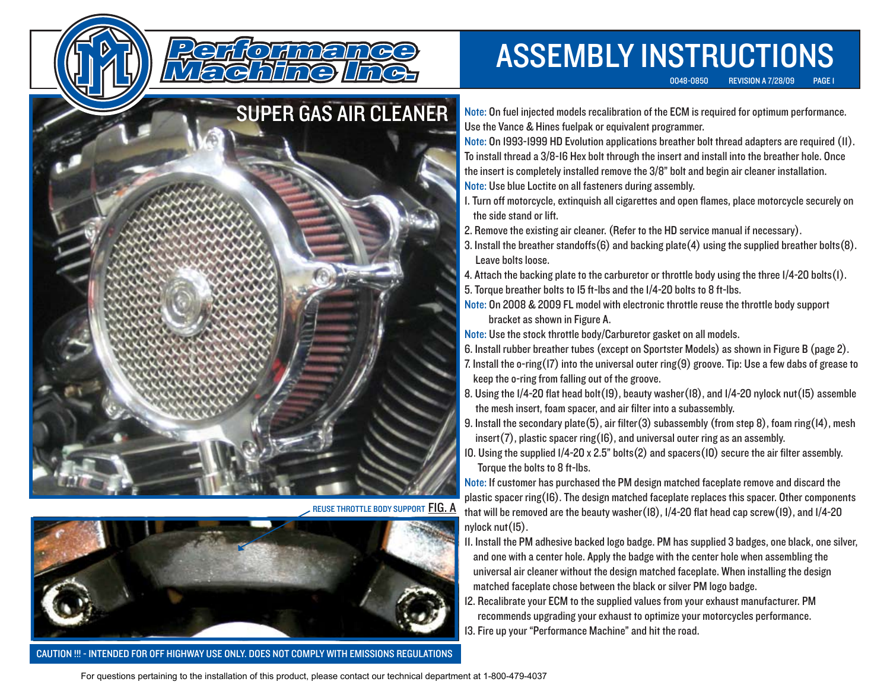# ASSEMBLY INSTRUCTIONS

0048-0850 REVISION A 7/28/09

## SUPER GAS AIR CLEANER

Note: On fuel injected models recalibration of the ECM is required for optimum performance. Use the Vance & Hines fuelpak or equivalent programmer.

Note: On 1993-1999 HD Evolution applications breather bolt thread adapters are required (11). To install thread a 3/8-16 Hex bolt through the insert and install into the breather hole. Once the insert is completely installed remove the 3/8" bolt and begin air cleaner installation.

Note: Use blue Loctite on all fasteners during assembly.

1. Turn off motorcycle, extinguish all cigarettes and open flames, place motorcycle securely on the side stand or lift.
2. Remove the existing air cleaner. (Refer to the HD service manual if necessary).
3. Install the breather standoffs(6) and backing plate(4) using the supplied breather bolts(8). Leave bolts loose.
4. Attach the backing plate to the carburetor or throttle body using the three 1/4-20 bolts(1).
5. Torque breather bolts to 15 ft-lbs and the 1/4-20 bolts to 8 ft-lbs.

Note: On 2008 & 2009 FL model with electronic throttle reuse the throttle body support bracket as shown in Figure A.

Note: Use the stock throttle body/Carburetor gasket on all models.

6. Install rubber breather tubes (except on Sportster Models) as shown in Figure B (page 2).
7. Install the o-ring(17) into the universal outer ring(9) groove. Tip: Use a few dabs of grease to keep the o-ring from falling out of the groove.
8. Using the 1/4-20 flat head bolt(19), beauty washer(18), and 1/4-20 nylock nut(15) assemble the mesh insert, foam spacer, and air filter into a subassembly.
9. Install the secondary plate(5), air filter(3) subassembly (from step 8), foam ring(14), mesh insert(7), plastic spacer ring(16), and universal outer ring as an assembly.
10. Using the supplied 1/4-20 x 2.5" bolts(2) and spacers(10) secure the air filter assembly. Torque the bolts to 8 ft-lbs.

Note: If customer has purchased the PM design matched faceplate remove and discard the plastic spacer ring(16). The design matched faceplate replaces this spacer. Other components that will be removed are the beauty washer(18), 1/4-20 flat head cap screw(19), and 1/4-20 nylock nut(15).

11. Install the PM adhesive backed logo badge. PM has supplied 3 badges, one black, one silver, and one with a center hole. Apply the badge with the center hole when assembling the universal air cleaner without the design matched faceplate. When installing the design matched faceplate chose between the black or silver PM logo badge.
12. Recalibrate your ECM to the supplied values from your exhaust manufacturer. PM recommends upgrading your exhaust to optimize your motorcycles performance.
13. Fire up your "Performance Machine" and hit the road.

REUSE THROTTLE BODY SUPPORT FIG. A

CAUTION !!! - INTENDED FOR OFF HIGHWAY USE ONLY. DOES NOT COMPLY WITH EMISSIONS REGULATIONS

For questions pertaining to the installation of this product, please contact our technical department at 1-800-479-4037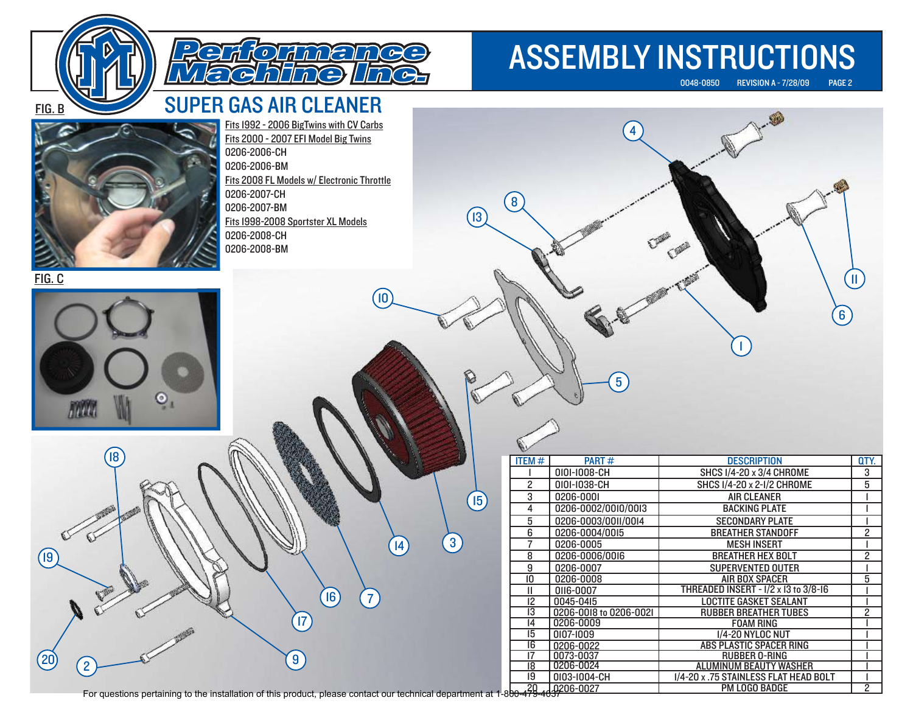# ASSEMBLY INSTRUCTIONS

0048-0850 REVISION A - 7/28/09

## SUPER GAS AIR CLEANER

FIG. B

Fits 1992 - 2006 BigTwins with CV Carbs
Fits 2000 - 2007 EFI Model Big Twins
0206-2006-CH
0206-2006-BM
Fits 2008 FL Models w/ Electronic Throttle
0206-2007-CH
0206-2007-BM
Fits 1998-2008 Sportster XL Models
0206-2008-CH
0206-2008-BM

FIG. C

| ITEM # | PART # | DESCRIPTION | QTY. |
| --- | --- | --- | --- |
| 1 | 0101-1008-CH | SHCS 1/4-20 x 3/4 CHROME | 3 |
| 2 | 0101-1038-CH | SHCS 1/4-20 x 2-1/2 CHROME | 5 |
| 3 | 0206-0001 | AIR CLEANER | 1 |
| 4 | 0206-0002/0010/0013 | BACKING PLATE | 1 |
| 5 | 0206-0003/0011/0014 | SECONDARY PLATE | 1 |
| 6 | 0206-0004/0015 | BREATHER STANDOFF | 2 |
| 7 | 0206-0005 | MESH INSERT | 1 |
| 8 | 0206-0006/0016 | BREATHER HEX BOLT | 2 |
| 9 | 0206-0007 | SUPERVENTED OUTER | 1 |
| 10 | 0206-0008 | AIR BOX SPACER | 5 |
| 11 | 0116-0007 | THREADED INSERT - 1/2 x 13 to 3/8-16 | 1 |
| 12 | 0045-0415 | LOCTITE GASKET SEALANT | 1 |
| 13 | 0206-0018 to 0206-0021 | RUBBER BREATHER TUBES | 2 |
| 14 | 0206-0009 | FOAM RING | 1 |
| 15 | 0107-1009 | 1/4-20 NYLOC NUT | 1 |
| 16 | 0206-0022 | ABS PLASTIC SPACER RING | 1 |
| 17 | 0073-0037 | RUBBER O-RING | 1 |
| 18 | 0206-0024 | ALUMINUM BEAUTY WASHER | 1 |
| 19 | 0103-1004-CH | 1/4-20 x .75 STAINLESS FLAT HEAD BOLT | 1 |
| 20 | 0206-0027 | PM LOGO BADGE | 2 |

For questions pertaining to the installation of this product, please contact our technical department at 1-800-479-4037